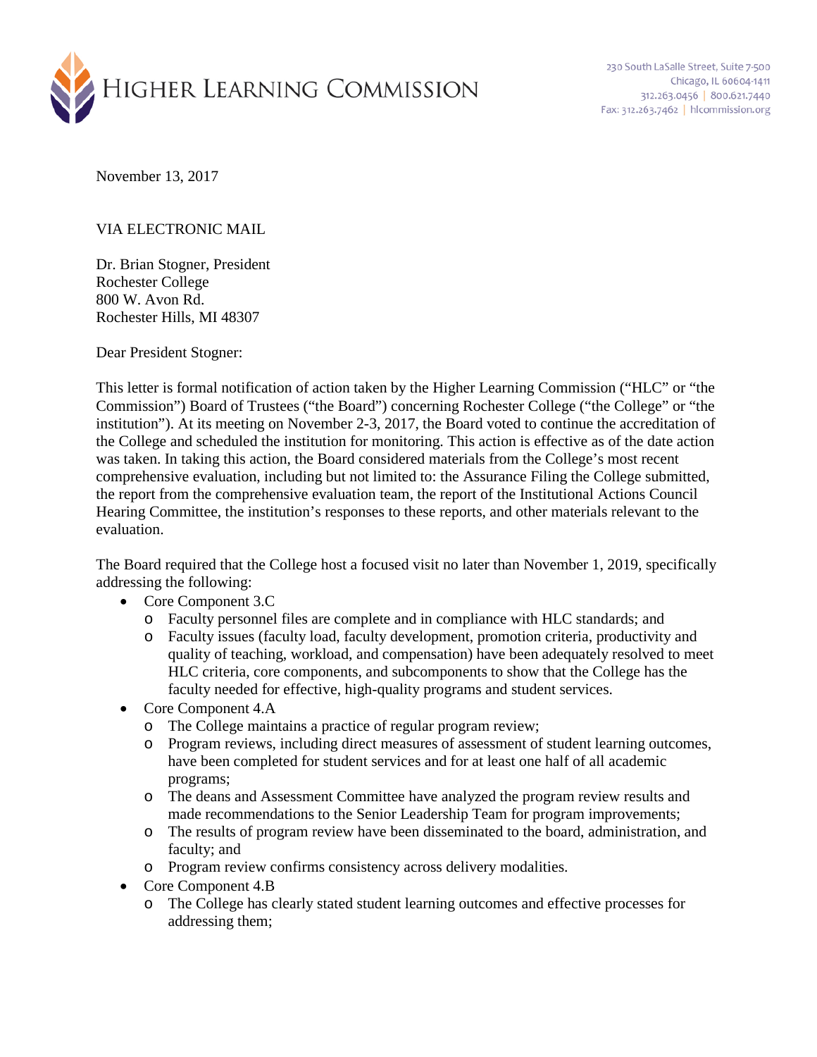HIGHER LEARNING COMMISSION

230 South LaSalle Street, Suite 7-500
Chicago, IL 60604-1411
312.263.0456 | 800.621.7440
Fax: 312.263.7462 | hlcommission.org

November 13, 2017

VIA ELECTRONIC MAIL

Dr. Brian Stogner, President
Rochester College
800 W. Avon Rd.
Rochester Hills, MI 48307

Dear President Stogner:

This letter is formal notification of action taken by the Higher Learning Commission ("HLC" or "the Commission") Board of Trustees ("the Board") concerning Rochester College ("the College" or "the institution"). At its meeting on November 2-3, 2017, the Board voted to continue the accreditation of the College and scheduled the institution for monitoring. This action is effective as of the date action was taken. In taking this action, the Board considered materials from the College's most recent comprehensive evaluation, including but not limited to: the Assurance Filing the College submitted, the report from the comprehensive evaluation team, the report of the Institutional Actions Council Hearing Committee, the institution's responses to these reports, and other materials relevant to the evaluation.

The Board required that the College host a focused visit no later than November 1, 2019, specifically addressing the following:

- Core Component 3.C
  - Faculty personnel files are complete and in compliance with HLC standards; and
  - Faculty issues (faculty load, faculty development, promotion criteria, productivity and quality of teaching, workload, and compensation) have been adequately resolved to meet HLC criteria, core components, and subcomponents to show that the College has the faculty needed for effective, high-quality programs and student services.
- Core Component 4.A
  - The College maintains a practice of regular program review;
  - Program reviews, including direct measures of assessment of student learning outcomes, have been completed for student services and for at least one half of all academic programs;
  - The deans and Assessment Committee have analyzed the program review results and made recommendations to the Senior Leadership Team for program improvements;
  - The results of program review have been disseminated to the board, administration, and faculty; and
  - Program review confirms consistency across delivery modalities.
- Core Component 4.B
  - The College has clearly stated student learning outcomes and effective processes for addressing them;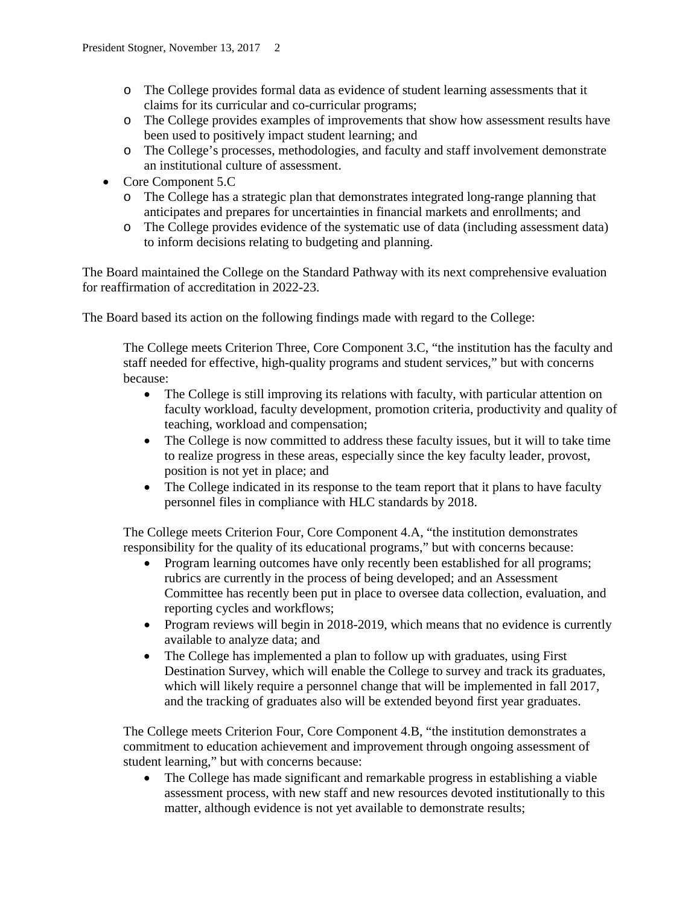- The College provides formal data as evidence of student learning assessments that it claims for its curricular and co-curricular programs;
  - The College provides examples of improvements that show how assessment results have been used to positively impact student learning; and
  - The College's processes, methodologies, and faculty and staff involvement demonstrate an institutional culture of assessment.
- Core Component 5.C
  - The College has a strategic plan that demonstrates integrated long-range planning that anticipates and prepares for uncertainties in financial markets and enrollments; and
  - The College provides evidence of the systematic use of data (including assessment data) to inform decisions relating to budgeting and planning.

The Board maintained the College on the Standard Pathway with its next comprehensive evaluation for reaffirmation of accreditation in 2022-23.

The Board based its action on the following findings made with regard to the College:

> The College meets Criterion Three, Core Component 3.C, "the institution has the faculty and staff needed for effective, high-quality programs and student services," but with concerns because:
>
> - The College is still improving its relations with faculty, with particular attention on faculty workload, faculty development, promotion criteria, productivity and quality of teaching, workload and compensation;
> - The College is now committed to address these faculty issues, but it will to take time to realize progress in these areas, especially since the key faculty leader, provost, position is not yet in place; and
> - The College indicated in its response to the team report that it plans to have faculty personnel files in compliance with HLC standards by 2018.
>
> The College meets Criterion Four, Core Component 4.A, "the institution demonstrates responsibility for the quality of its educational programs," but with concerns because:
>
> - Program learning outcomes have only recently been established for all programs; rubrics are currently in the process of being developed; and an Assessment Committee has recently been put in place to oversee data collection, evaluation, and reporting cycles and workflows;
> - Program reviews will begin in 2018-2019, which means that no evidence is currently available to analyze data; and
> - The College has implemented a plan to follow up with graduates, using First Destination Survey, which will enable the College to survey and track its graduates, which will likely require a personnel change that will be implemented in fall 2017, and the tracking of graduates also will be extended beyond first year graduates.
>
> The College meets Criterion Four, Core Component 4.B, "the institution demonstrates a commitment to education achievement and improvement through ongoing assessment of student learning," but with concerns because:
>
> - The College has made significant and remarkable progress in establishing a viable assessment process, with new staff and new resources devoted institutionally to this matter, although evidence is not yet available to demonstrate results;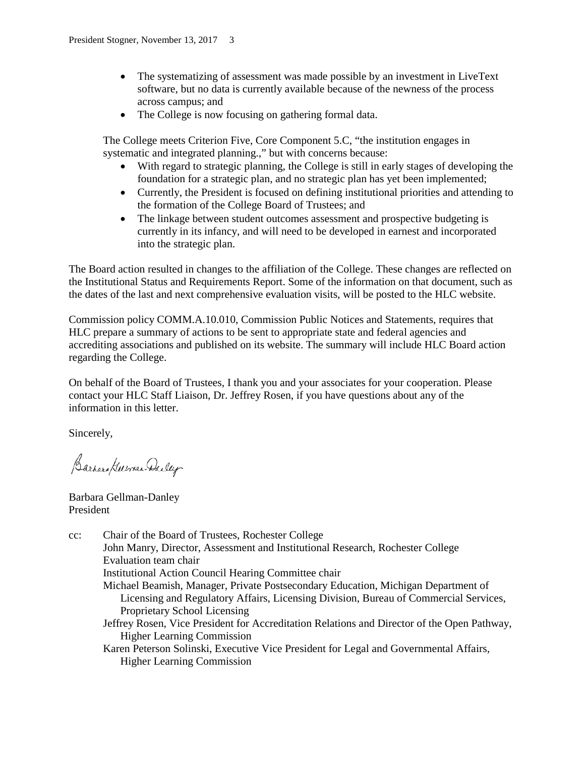- The systematizing of assessment was made possible by an investment in LiveText software, but no data is currently available because of the newness of the process across campus; and
- The College is now focusing on gathering formal data.

The College meets Criterion Five, Core Component 5.C, "the institution engages in systematic and integrated planning.," but with concerns because:

- With regard to strategic planning, the College is still in early stages of developing the foundation for a strategic plan, and no strategic plan has yet been implemented;
- Currently, the President is focused on defining institutional priorities and attending to the formation of the College Board of Trustees; and
- The linkage between student outcomes assessment and prospective budgeting is currently in its infancy, and will need to be developed in earnest and incorporated into the strategic plan.

The Board action resulted in changes to the affiliation of the College. These changes are reflected on the Institutional Status and Requirements Report. Some of the information on that document, such as the dates of the last and next comprehensive evaluation visits, will be posted to the HLC website.

Commission policy COMM.A.10.010, Commission Public Notices and Statements, requires that HLC prepare a summary of actions to be sent to appropriate state and federal agencies and accrediting associations and published on its website. The summary will include HLC Board action regarding the College.

On behalf of the Board of Trustees, I thank you and your associates for your cooperation. Please contact your HLC Staff Liaison, Dr. Jeffrey Rosen, if you have questions about any of the information in this letter.

Sincerely,

Barbara Gellman-Danley

Barbara Gellman-Danley
President

cc: Chair of the Board of Trustees, Rochester College
John Manry, Director, Assessment and Institutional Research, Rochester College
Evaluation team chair
Institutional Action Council Hearing Committee chair
Michael Beamish, Manager, Private Postsecondary Education, Michigan Department of Licensing and Regulatory Affairs, Licensing Division, Bureau of Commercial Services, Proprietary School Licensing
Jeffrey Rosen, Vice President for Accreditation Relations and Director of the Open Pathway, Higher Learning Commission
Karen Peterson Solinski, Executive Vice President for Legal and Governmental Affairs, Higher Learning Commission